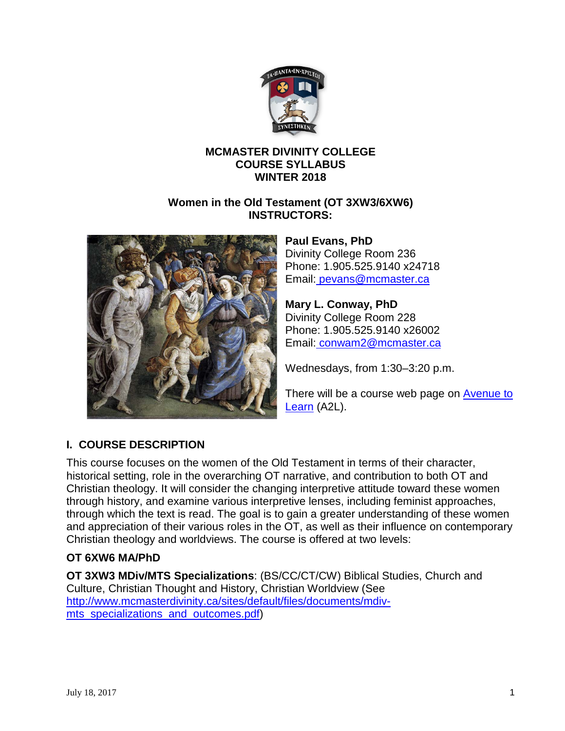**MCMASTER DIVINITY COLLEGE**
**COURSE SYLLABUS**
**WINTER 2018**

**Women in the Old Testament (OT 3XW3/6XW6)**
**INSTRUCTORS:**

**Paul Evans, PhD**
Divinity College Room 236
Phone: 1.905.525.9140 x24718
Email: pevans@mcmaster.ca

**Mary L. Conway, PhD**
Divinity College Room 228
Phone: 1.905.525.9140 x26002
Email: conwam2@mcmaster.ca

Wednesdays, from 1:30–3:20 p.m.

There will be a course web page on Avenue to Learn (A2L).

## I. COURSE DESCRIPTION

This course focuses on the women of the Old Testament in terms of their character, historical setting, role in the overarching OT narrative, and contribution to both OT and Christian theology. It will consider the changing interpretive attitude toward these women through history, and examine various interpretive lenses, including feminist approaches, through which the text is read. The goal is to gain a greater understanding of these women and appreciation of their various roles in the OT, as well as their influence on contemporary Christian theology and worldviews. The course is offered at two levels:

**OT 6XW6 MA/PhD**

**OT 3XW3 MDiv/MTS Specializations**: (BS/CC/CT/CW) Biblical Studies, Church and Culture, Christian Thought and History, Christian Worldview (See http://www.mcmasterdivinity.ca/sites/default/files/documents/mdiv-mts_specializations_and_outcomes.pdf)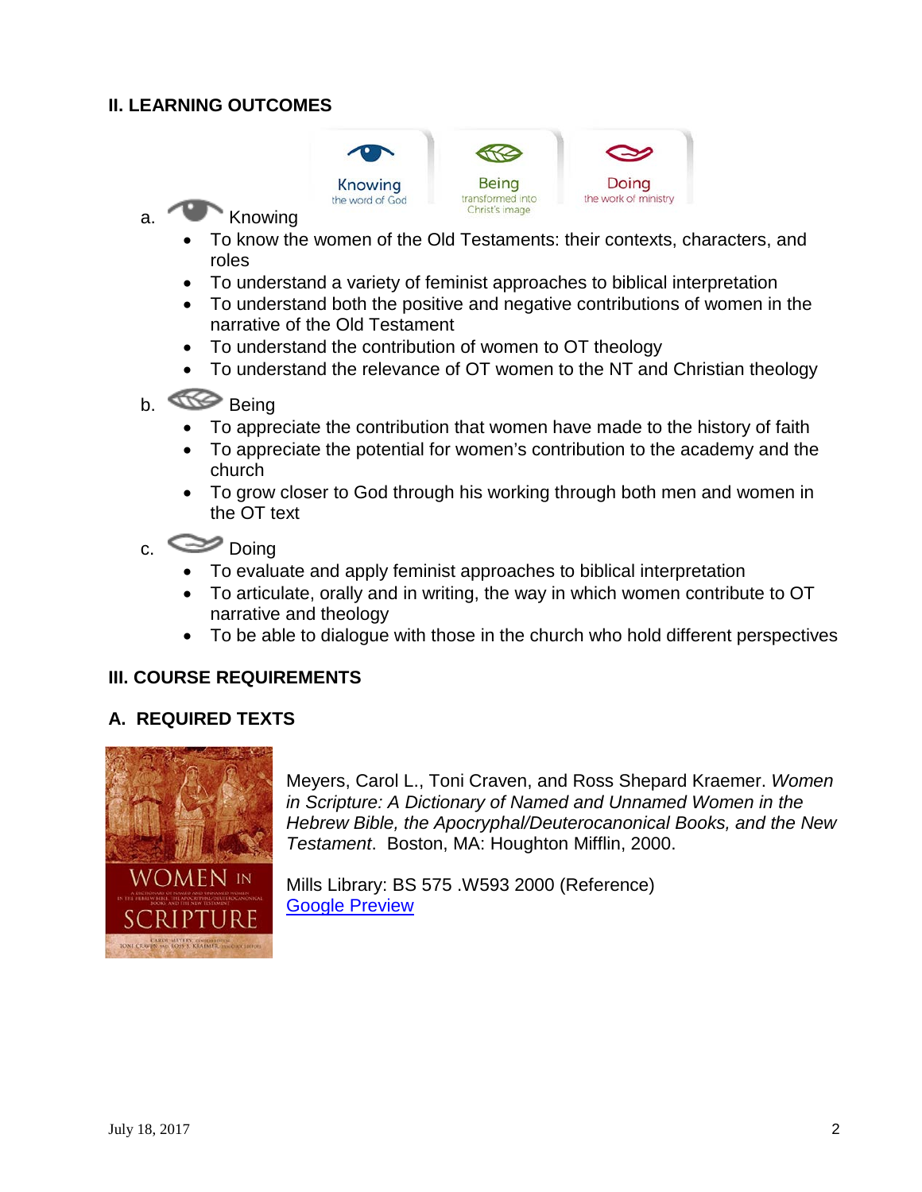## II. LEARNING OUTCOMES

Knowing the word of God | Being transformed into Christ's image | Doing the work of ministry

a. Knowing

- To know the women of the Old Testaments: their contexts, characters, and roles
- To understand a variety of feminist approaches to biblical interpretation
- To understand both the positive and negative contributions of women in the narrative of the Old Testament
- To understand the contribution of women to OT theology
- To understand the relevance of OT women to the NT and Christian theology

b. Being

- To appreciate the contribution that women have made to the history of faith
- To appreciate the potential for women's contribution to the academy and the church
- To grow closer to God through his working through both men and women in the OT text

c. Doing

- To evaluate and apply feminist approaches to biblical interpretation
- To articulate, orally and in writing, the way in which women contribute to OT narrative and theology
- To be able to dialogue with those in the church who hold different perspectives

## III. COURSE REQUIREMENTS

### A. REQUIRED TEXTS

Meyers, Carol L., Toni Craven, and Ross Shepard Kraemer. *Women in Scripture: A Dictionary of Named and Unnamed Women in the Hebrew Bible, the Apocryphal/Deuterocanonical Books, and the New Testament*. Boston, MA: Houghton Mifflin, 2000.

Mills Library: BS 575 .W593 2000 (Reference)
Google Preview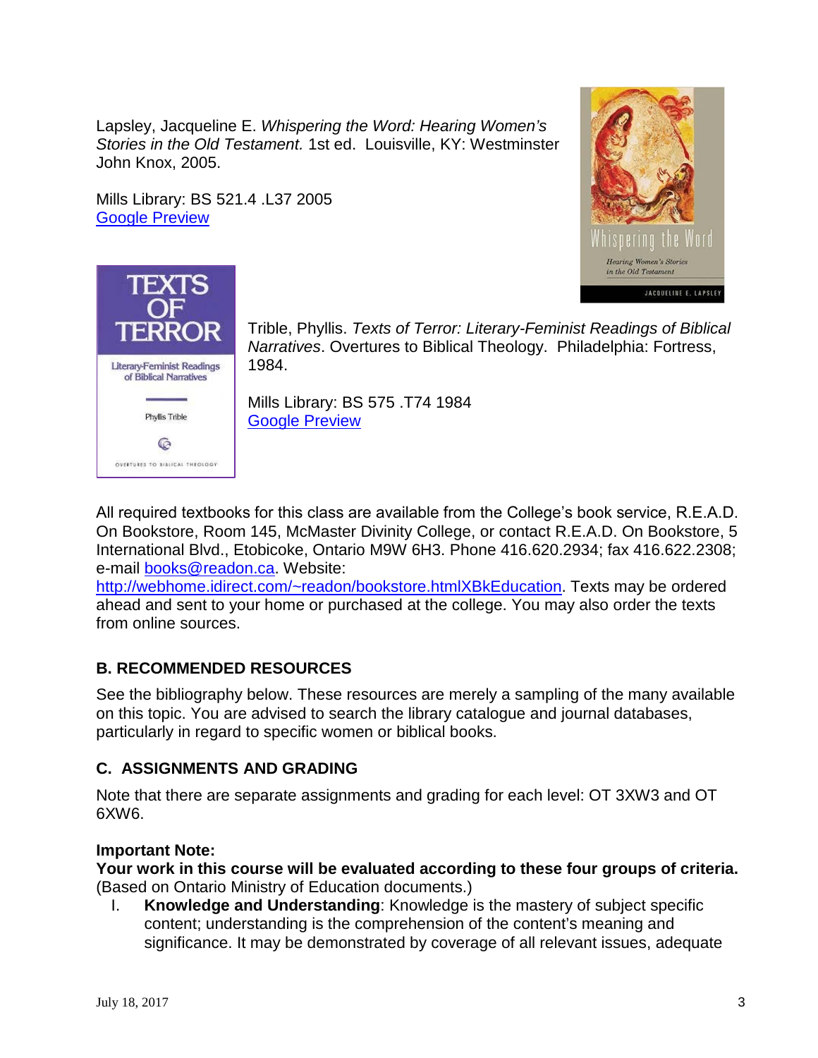Lapsley, Jacqueline E. *Whispering the Word: Hearing Women's Stories in the Old Testament.* 1st ed. Louisville, KY: Westminster John Knox, 2005.

Mills Library: BS 521.4 .L37 2005
[Google Preview]

Trible, Phyllis. *Texts of Terror: Literary-Feminist Readings of Biblical Narratives*. Overtures to Biblical Theology. Philadelphia: Fortress, 1984.

Mills Library: BS 575 .T74 1984
[Google Preview]

All required textbooks for this class are available from the College's book service, R.E.A.D. On Bookstore, Room 145, McMaster Divinity College, or contact R.E.A.D. On Bookstore, 5 International Blvd., Etobicoke, Ontario M9W 6H3. Phone 416.620.2934; fax 416.622.2308; e-mail books@readon.ca. Website: http://webhome.idirect.com/~readon/bookstore.htmlXBkEducation. Texts may be ordered ahead and sent to your home or purchased at the college. You may also order the texts from online sources.

## B. RECOMMENDED RESOURCES

See the bibliography below. These resources are merely a sampling of the many available on this topic. You are advised to search the library catalogue and journal databases, particularly in regard to specific women or biblical books.

## C. ASSIGNMENTS AND GRADING

Note that there are separate assignments and grading for each level: OT 3XW3 and OT 6XW6.

**Important Note:**
**Your work in this course will be evaluated according to these four groups of criteria.** (Based on Ontario Ministry of Education documents.)

I. **Knowledge and Understanding**: Knowledge is the mastery of subject specific content; understanding is the comprehension of the content's meaning and significance. It may be demonstrated by coverage of all relevant issues, adequate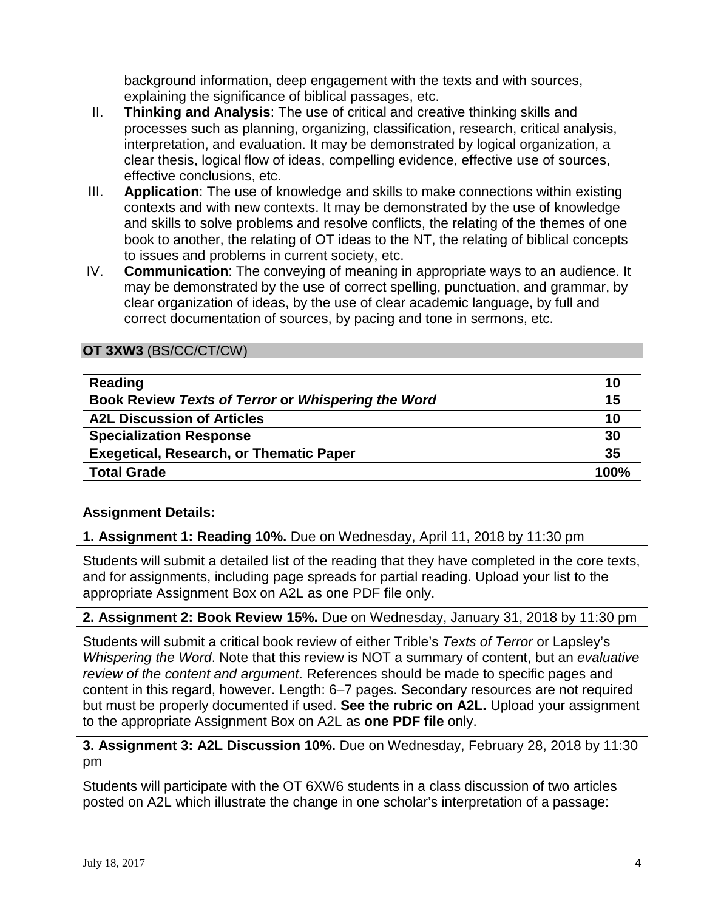background information, deep engagement with the texts and with sources, explaining the significance of biblical passages, etc.

II. **Thinking and Analysis**: The use of critical and creative thinking skills and processes such as planning, organizing, classification, research, critical analysis, interpretation, and evaluation. It may be demonstrated by logical organization, a clear thesis, logical flow of ideas, compelling evidence, effective use of sources, effective conclusions, etc.

III. **Application**: The use of knowledge and skills to make connections within existing contexts and with new contexts. It may be demonstrated by the use of knowledge and skills to solve problems and resolve conflicts, the relating of the themes of one book to another, the relating of OT ideas to the NT, the relating of biblical concepts to issues and problems in current society, etc.

IV. **Communication**: The conveying of meaning in appropriate ways to an audience. It may be demonstrated by the use of correct spelling, punctuation, and grammar, by clear organization of ideas, by the use of clear academic language, by full and correct documentation of sources, by pacing and tone in sermons, etc.

## OT 3XW3 (BS/CC/CT/CW)

| | |
|---|---|
| **Reading** | **10** |
| **Book Review *Texts of Terror* or *Whispering the Word*** | **15** |
| **A2L Discussion of Articles** | **10** |
| **Specialization Response** | **30** |
| **Exegetical, Research, or Thematic Paper** | **35** |
| **Total Grade** | **100%** |

### Assignment Details:

**1. Assignment 1: Reading 10%.** Due on Wednesday, April 11, 2018 by 11:30 pm

Students will submit a detailed list of the reading that they have completed in the core texts, and for assignments, including page spreads for partial reading. Upload your list to the appropriate Assignment Box on A2L as one PDF file only.

**2. Assignment 2: Book Review 15%.** Due on Wednesday, January 31, 2018 by 11:30 pm

Students will submit a critical book review of either Trible's *Texts of Terror* or Lapsley's *Whispering the Word*. Note that this review is NOT a summary of content, but an *evaluative review of the content and argument*. References should be made to specific pages and content in this regard, however. Length: 6–7 pages. Secondary resources are not required but must be properly documented if used. **See the rubric on A2L.** Upload your assignment to the appropriate Assignment Box on A2L as **one PDF file** only.

**3. Assignment 3: A2L Discussion 10%.** Due on Wednesday, February 28, 2018 by 11:30 pm

Students will participate with the OT 6XW6 students in a class discussion of two articles posted on A2L which illustrate the change in one scholar's interpretation of a passage: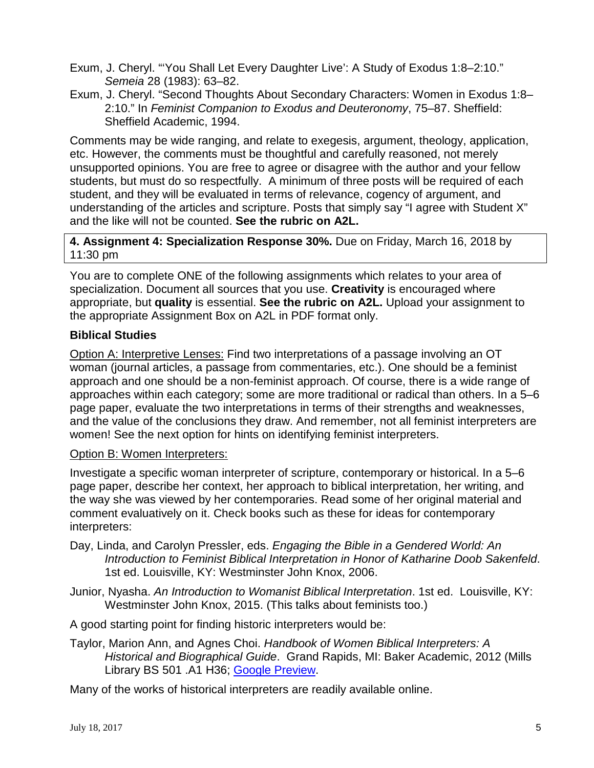Exum, J. Cheryl. "'You Shall Let Every Daughter Live': A Study of Exodus 1:8–2:10." *Semeia* 28 (1983): 63–82.

Exum, J. Cheryl. "Second Thoughts About Secondary Characters: Women in Exodus 1:8–2:10." In *Feminist Companion to Exodus and Deuteronomy*, 75–87. Sheffield: Sheffield Academic, 1994.

Comments may be wide ranging, and relate to exegesis, argument, theology, application, etc. However, the comments must be thoughtful and carefully reasoned, not merely unsupported opinions. You are free to agree or disagree with the author and your fellow students, but must do so respectfully. A minimum of three posts will be required of each student, and they will be evaluated in terms of relevance, cogency of argument, and understanding of the articles and scripture. Posts that simply say "I agree with Student X" and the like will not be counted. **See the rubric on A2L.**

**4. Assignment 4: Specialization Response 30%.** Due on Friday, March 16, 2018 by 11:30 pm

You are to complete ONE of the following assignments which relates to your area of specialization. Document all sources that you use. **Creativity** is encouraged where appropriate, but **quality** is essential. **See the rubric on A2L.** Upload your assignment to the appropriate Assignment Box on A2L in PDF format only.

**Biblical Studies**

<u>Option A: Interpretive Lenses:</u> Find two interpretations of a passage involving an OT woman (journal articles, a passage from commentaries, etc.). One should be a feminist approach and one should be a non-feminist approach. Of course, there is a wide range of approaches within each category; some are more traditional or radical than others. In a 5–6 page paper, evaluate the two interpretations in terms of their strengths and weaknesses, and the value of the conclusions they draw. And remember, not all feminist interpreters are women! See the next option for hints on identifying feminist interpreters.

<u>Option B: Women Interpreters:</u>

Investigate a specific woman interpreter of scripture, contemporary or historical. In a 5–6 page paper, describe her context, her approach to biblical interpretation, her writing, and the way she was viewed by her contemporaries. Read some of her original material and comment evaluatively on it. Check books such as these for ideas for contemporary interpreters:

Day, Linda, and Carolyn Pressler, eds. *Engaging the Bible in a Gendered World: An Introduction to Feminist Biblical Interpretation in Honor of Katharine Doob Sakenfeld*. 1st ed. Louisville, KY: Westminster John Knox, 2006.

Junior, Nyasha. *An Introduction to Womanist Biblical Interpretation*. 1st ed. Louisville, KY: Westminster John Knox, 2015. (This talks about feminists too.)

A good starting point for finding historic interpreters would be:

Taylor, Marion Ann, and Agnes Choi. *Handbook of Women Biblical Interpreters: A Historical and Biographical Guide*. Grand Rapids, MI: Baker Academic, 2012 (Mills Library BS 501 .A1 H36; Google Preview.

Many of the works of historical interpreters are readily available online.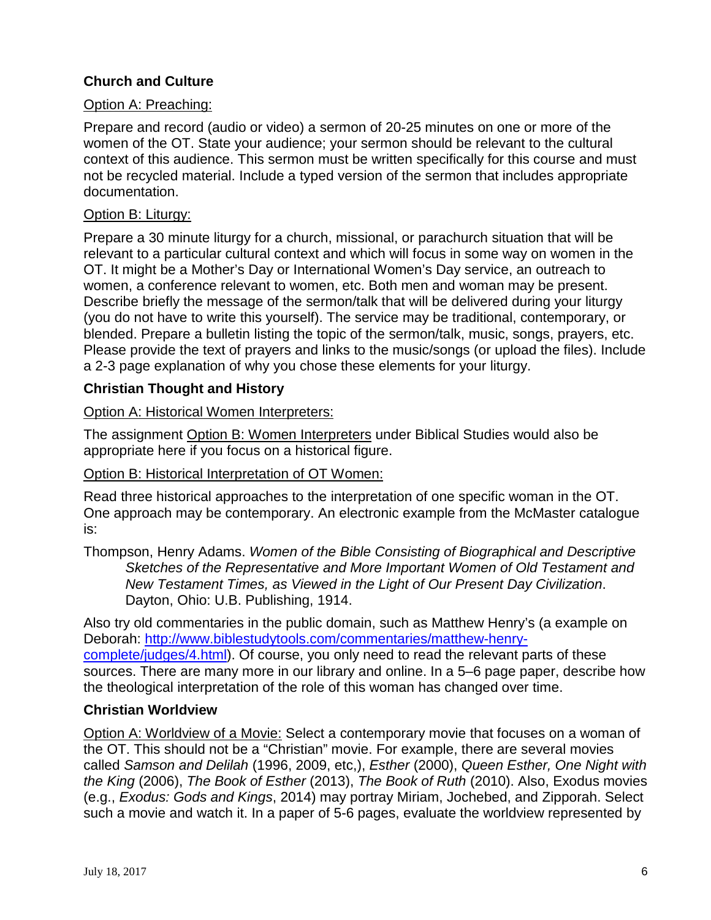**Church and Culture**

Option A: Preaching:

Prepare and record (audio or video) a sermon of 20-25 minutes on one or more of the women of the OT. State your audience; your sermon should be relevant to the cultural context of this audience. This sermon must be written specifically for this course and must not be recycled material. Include a typed version of the sermon that includes appropriate documentation.

Option B: Liturgy:

Prepare a 30 minute liturgy for a church, missional, or parachurch situation that will be relevant to a particular cultural context and which will focus in some way on women in the OT. It might be a Mother's Day or International Women's Day service, an outreach to women, a conference relevant to women, etc. Both men and woman may be present. Describe briefly the message of the sermon/talk that will be delivered during your liturgy (you do not have to write this yourself). The service may be traditional, contemporary, or blended. Prepare a bulletin listing the topic of the sermon/talk, music, songs, prayers, etc. Please provide the text of prayers and links to the music/songs (or upload the files). Include a 2-3 page explanation of why you chose these elements for your liturgy.

**Christian Thought and History**

Option A: Historical Women Interpreters:

The assignment Option B: Women Interpreters under Biblical Studies would also be appropriate here if you focus on a historical figure.

Option B: Historical Interpretation of OT Women:

Read three historical approaches to the interpretation of one specific woman in the OT. One approach may be contemporary. An electronic example from the McMaster catalogue is:

Thompson, Henry Adams. *Women of the Bible Consisting of Biographical and Descriptive Sketches of the Representative and More Important Women of Old Testament and New Testament Times, as Viewed in the Light of Our Present Day Civilization*. Dayton, Ohio: U.B. Publishing, 1914.

Also try old commentaries in the public domain, such as Matthew Henry's (a example on Deborah: [http://www.biblestudytools.com/commentaries/matthew-henry-complete/judges/4.html](http://www.biblestudytools.com/commentaries/matthew-henry-complete/judges/4.html)). Of course, you only need to read the relevant parts of these sources. There are many more in our library and online. In a 5–6 page paper, describe how the theological interpretation of the role of this woman has changed over time.

**Christian Worldview**

Option A: Worldview of a Movie: Select a contemporary movie that focuses on a woman of the OT. This should not be a "Christian" movie. For example, there are several movies called *Samson and Delilah* (1996, 2009, etc,), *Esther* (2000), *Queen Esther, One Night with the King* (2006), *The Book of Esther* (2013), *The Book of Ruth* (2010). Also, Exodus movies (e.g., *Exodus: Gods and Kings*, 2014) may portray Miriam, Jochebed, and Zipporah. Select such a movie and watch it. In a paper of 5-6 pages, evaluate the worldview represented by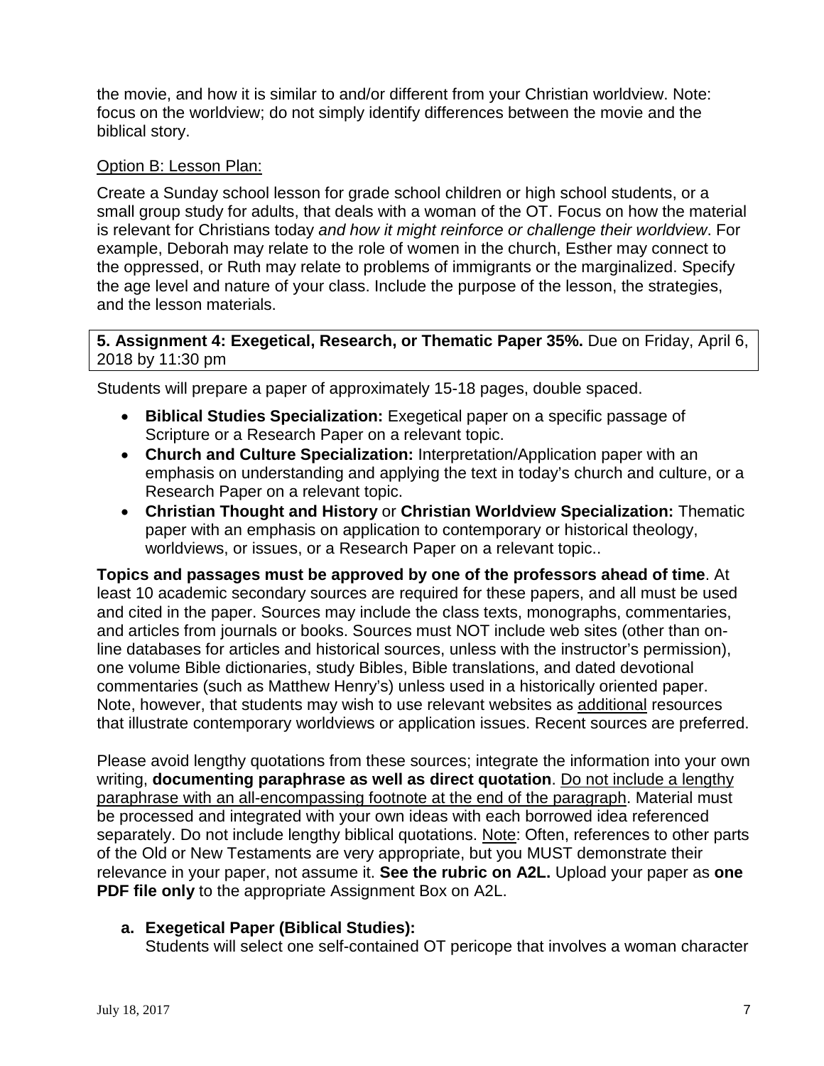the movie, and how it is similar to and/or different from your Christian worldview. Note: focus on the worldview; do not simply identify differences between the movie and the biblical story.

<u>Option B: Lesson Plan:</u>

Create a Sunday school lesson for grade school children or high school students, or a small group study for adults, that deals with a woman of the OT. Focus on how the material is relevant for Christians today *and how it might reinforce or challenge their worldview*. For example, Deborah may relate to the role of women in the church, Esther may connect to the oppressed, or Ruth may relate to problems of immigrants or the marginalized. Specify the age level and nature of your class. Include the purpose of the lesson, the strategies, and the lesson materials.

**5. Assignment 4: Exegetical, Research, or Thematic Paper 35%.** Due on Friday, April 6, 2018 by 11:30 pm

Students will prepare a paper of approximately 15-18 pages, double spaced.

- **Biblical Studies Specialization:** Exegetical paper on a specific passage of Scripture or a Research Paper on a relevant topic.
- **Church and Culture Specialization:** Interpretation/Application paper with an emphasis on understanding and applying the text in today's church and culture, or a Research Paper on a relevant topic.
- **Christian Thought and History** or **Christian Worldview Specialization:** Thematic paper with an emphasis on application to contemporary or historical theology, worldviews, or issues, or a Research Paper on a relevant topic..

**Topics and passages must be approved by one of the professors ahead of time**. At least 10 academic secondary sources are required for these papers, and all must be used and cited in the paper. Sources may include the class texts, monographs, commentaries, and articles from journals or books. Sources must NOT include web sites (other than on-line databases for articles and historical sources, unless with the instructor's permission), one volume Bible dictionaries, study Bibles, Bible translations, and dated devotional commentaries (such as Matthew Henry's) unless used in a historically oriented paper. Note, however, that students may wish to use relevant websites as <u>additional</u> resources that illustrate contemporary worldviews or application issues. Recent sources are preferred.

Please avoid lengthy quotations from these sources; integrate the information into your own writing, **documenting paraphrase as well as direct quotation**. <u>Do not include a lengthy paraphrase with an all-encompassing footnote at the end of the paragraph</u>. Material must be processed and integrated with your own ideas with each borrowed idea referenced separately. Do not include lengthy biblical quotations. <u>Note</u>: Often, references to other parts of the Old or New Testaments are very appropriate, but you MUST demonstrate their relevance in your paper, not assume it. **See the rubric on A2L.** Upload your paper as **one PDF file only** to the appropriate Assignment Box on A2L.

**a. Exegetical Paper (Biblical Studies):**
Students will select one self-contained OT pericope that involves a woman character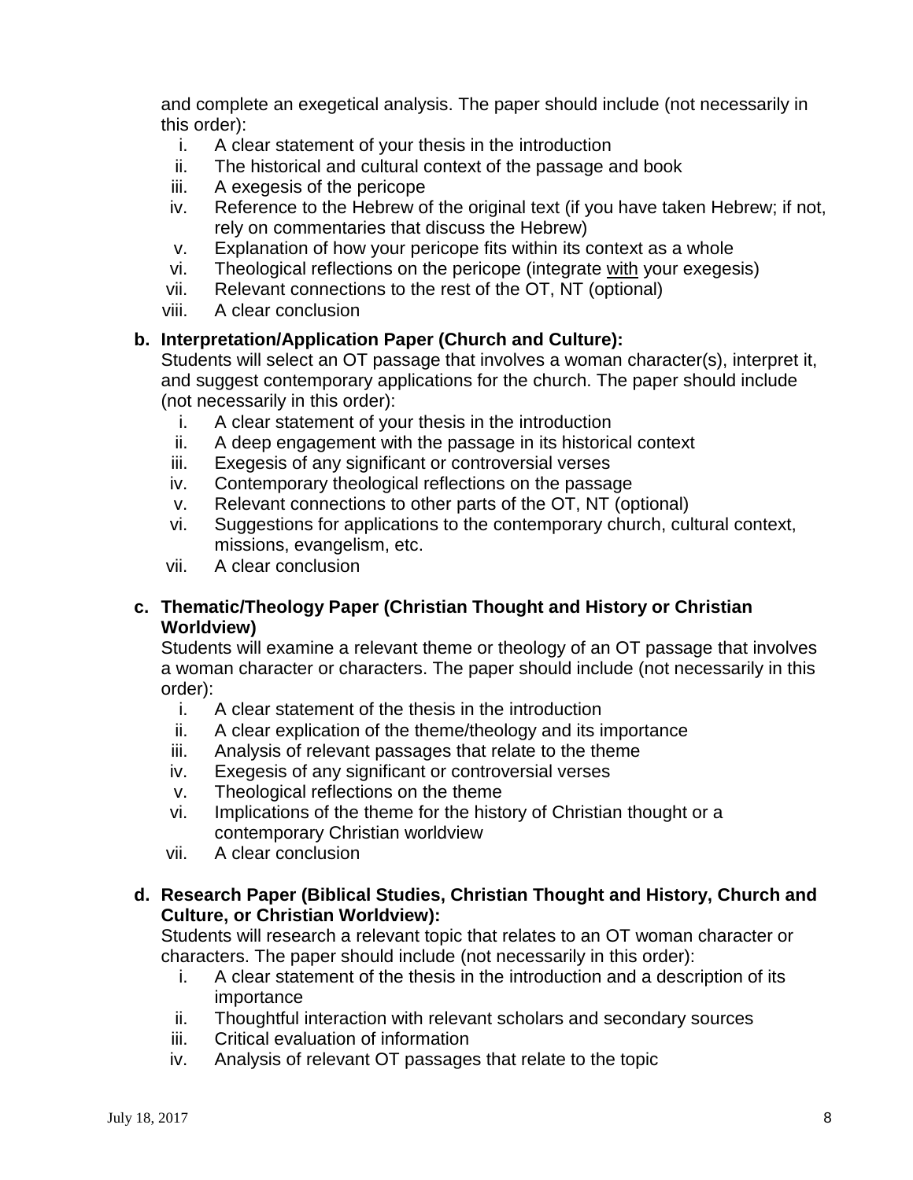and complete an exegetical analysis. The paper should include (not necessarily in this order):

i. A clear statement of your thesis in the introduction
ii. The historical and cultural context of the passage and book
iii. A exegesis of the pericope
iv. Reference to the Hebrew of the original text (if you have taken Hebrew; if not, rely on commentaries that discuss the Hebrew)
v. Explanation of how your pericope fits within its context as a whole
vi. Theological reflections on the pericope (integrate <u>with</u> your exegesis)
vii. Relevant connections to the rest of the OT, NT (optional)
viii. A clear conclusion

**b. Interpretation/Application Paper (Church and Culture):**

Students will select an OT passage that involves a woman character(s), interpret it, and suggest contemporary applications for the church. The paper should include (not necessarily in this order):

i. A clear statement of your thesis in the introduction
ii. A deep engagement with the passage in its historical context
iii. Exegesis of any significant or controversial verses
iv. Contemporary theological reflections on the passage
v. Relevant connections to other parts of the OT, NT (optional)
vi. Suggestions for applications to the contemporary church, cultural context, missions, evangelism, etc.
vii. A clear conclusion

**c. Thematic/Theology Paper (Christian Thought and History or Christian Worldview)**

Students will examine a relevant theme or theology of an OT passage that involves a woman character or characters. The paper should include (not necessarily in this order):

i. A clear statement of the thesis in the introduction
ii. A clear explication of the theme/theology and its importance
iii. Analysis of relevant passages that relate to the theme
iv. Exegesis of any significant or controversial verses
v. Theological reflections on the theme
vi. Implications of the theme for the history of Christian thought or a contemporary Christian worldview
vii. A clear conclusion

**d. Research Paper (Biblical Studies, Christian Thought and History, Church and Culture, or Christian Worldview):**

Students will research a relevant topic that relates to an OT woman character or characters. The paper should include (not necessarily in this order):

i. A clear statement of the thesis in the introduction and a description of its importance
ii. Thoughtful interaction with relevant scholars and secondary sources
iii. Critical evaluation of information
iv. Analysis of relevant OT passages that relate to the topic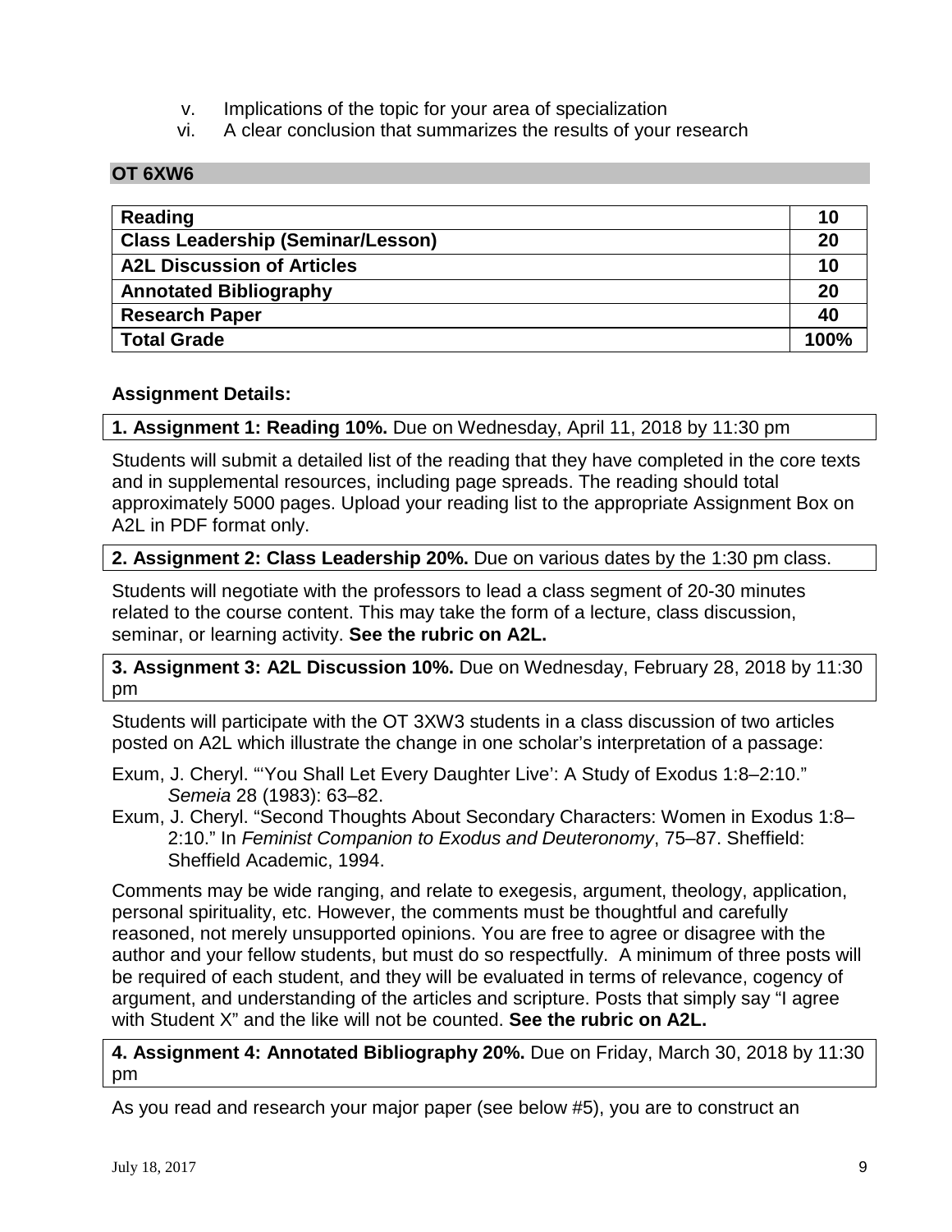v. Implications of the topic for your area of specialization
vi. A clear conclusion that summarizes the results of your research

## OT 6XW6

| Reading | 10 |
|---|---|
| **Class Leadership (Seminar/Lesson)** | **20** |
| **A2L Discussion of Articles** | **10** |
| **Annotated Bibliography** | **20** |
| **Research Paper** | **40** |
| **Total Grade** | **100%** |

**Assignment Details:**

**1. Assignment 1: Reading 10%.** Due on Wednesday, April 11, 2018 by 11:30 pm

Students will submit a detailed list of the reading that they have completed in the core texts and in supplemental resources, including page spreads. The reading should total approximately 5000 pages. Upload your reading list to the appropriate Assignment Box on A2L in PDF format only.

**2. Assignment 2: Class Leadership 20%.** Due on various dates by the 1:30 pm class.

Students will negotiate with the professors to lead a class segment of 20-30 minutes related to the course content. This may take the form of a lecture, class discussion, seminar, or learning activity. **See the rubric on A2L.**

**3. Assignment 3: A2L Discussion 10%.** Due on Wednesday, February 28, 2018 by 11:30 pm

Students will participate with the OT 3XW3 students in a class discussion of two articles posted on A2L which illustrate the change in one scholar's interpretation of a passage:

Exum, J. Cheryl. "'You Shall Let Every Daughter Live': A Study of Exodus 1:8–2:10." *Semeia* 28 (1983): 63–82.

Exum, J. Cheryl. "Second Thoughts About Secondary Characters: Women in Exodus 1:8–2:10." In *Feminist Companion to Exodus and Deuteronomy*, 75–87. Sheffield: Sheffield Academic, 1994.

Comments may be wide ranging, and relate to exegesis, argument, theology, application, personal spirituality, etc. However, the comments must be thoughtful and carefully reasoned, not merely unsupported opinions. You are free to agree or disagree with the author and your fellow students, but must do so respectfully. A minimum of three posts will be required of each student, and they will be evaluated in terms of relevance, cogency of argument, and understanding of the articles and scripture. Posts that simply say "I agree with Student X" and the like will not be counted. **See the rubric on A2L.**

**4. Assignment 4: Annotated Bibliography 20%.** Due on Friday, March 30, 2018 by 11:30 pm

As you read and research your major paper (see below #5), you are to construct an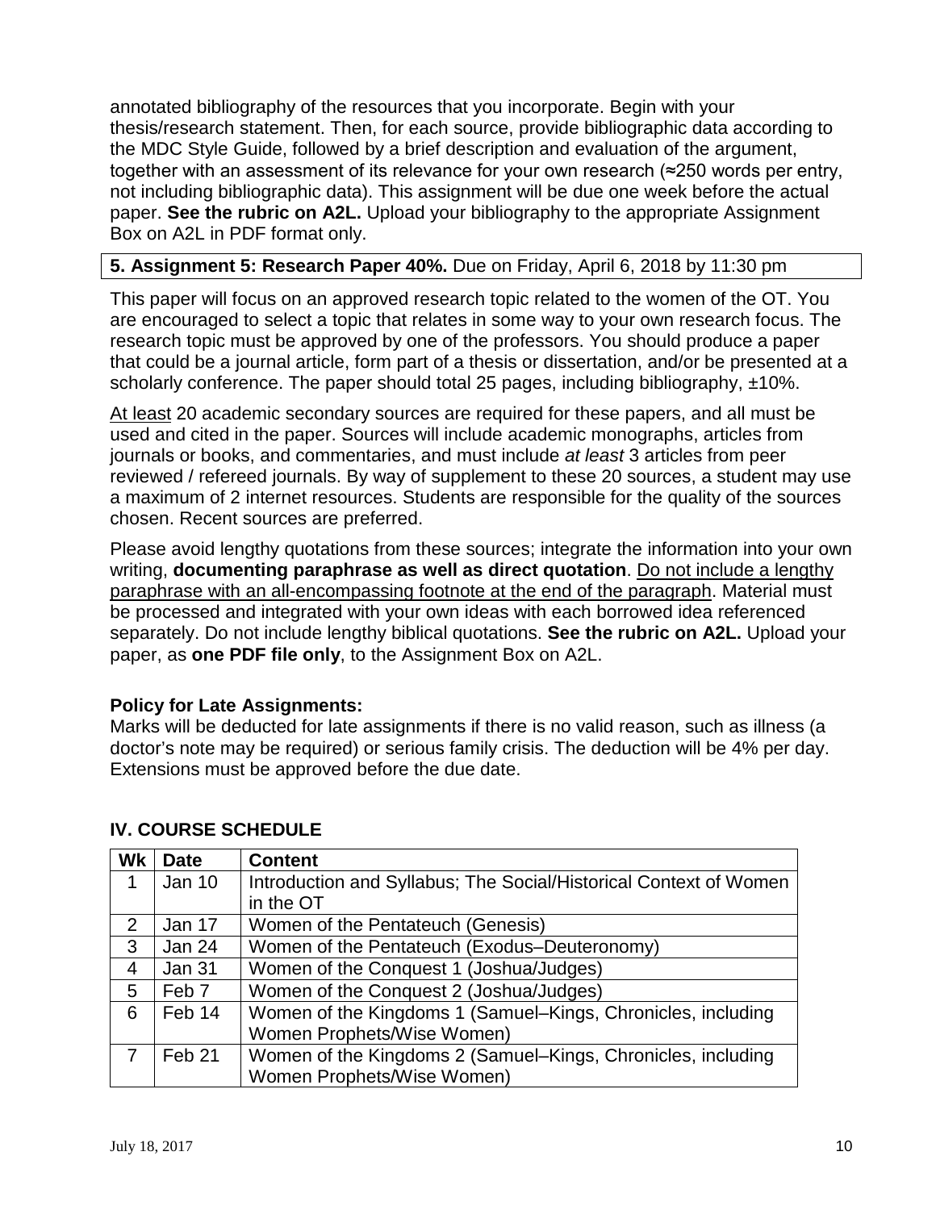annotated bibliography of the resources that you incorporate. Begin with your thesis/research statement. Then, for each source, provide bibliographic data according to the MDC Style Guide, followed by a brief description and evaluation of the argument, together with an assessment of its relevance for your own research (≈250 words per entry, not including bibliographic data). This assignment will be due one week before the actual paper. **See the rubric on A2L.** Upload your bibliography to the appropriate Assignment Box on A2L in PDF format only.

**5. Assignment 5: Research Paper 40%.** Due on Friday, April 6, 2018 by 11:30 pm

This paper will focus on an approved research topic related to the women of the OT. You are encouraged to select a topic that relates in some way to your own research focus. The research topic must be approved by one of the professors. You should produce a paper that could be a journal article, form part of a thesis or dissertation, and/or be presented at a scholarly conference. The paper should total 25 pages, including bibliography, ±10%.

<u>At least</u> 20 academic secondary sources are required for these papers, and all must be used and cited in the paper. Sources will include academic monographs, articles from journals or books, and commentaries, and must include *at least* 3 articles from peer reviewed / refereed journals. By way of supplement to these 20 sources, a student may use a maximum of 2 internet resources. Students are responsible for the quality of the sources chosen. Recent sources are preferred.

Please avoid lengthy quotations from these sources; integrate the information into your own writing, **documenting paraphrase as well as direct quotation**. <u>Do not include a lengthy paraphrase with an all-encompassing footnote at the end of the paragraph</u>. Material must be processed and integrated with your own ideas with each borrowed idea referenced separately. Do not include lengthy biblical quotations. **See the rubric on A2L.** Upload your paper, as **one PDF file only**, to the Assignment Box on A2L.

**Policy for Late Assignments:**
Marks will be deducted for late assignments if there is no valid reason, such as illness (a doctor's note may be required) or serious family crisis. The deduction will be 4% per day. Extensions must be approved before the due date.

## IV. COURSE SCHEDULE

| Wk | Date | Content |
|---|---|---|
| 1 | Jan 10 | Introduction and Syllabus; The Social/Historical Context of Women in the OT |
| 2 | Jan 17 | Women of the Pentateuch (Genesis) |
| 3 | Jan 24 | Women of the Pentateuch (Exodus–Deuteronomy) |
| 4 | Jan 31 | Women of the Conquest 1 (Joshua/Judges) |
| 5 | Feb 7 | Women of the Conquest 2 (Joshua/Judges) |
| 6 | Feb 14 | Women of the Kingdoms 1 (Samuel–Kings, Chronicles, including Women Prophets/Wise Women) |
| 7 | Feb 21 | Women of the Kingdoms 2 (Samuel–Kings, Chronicles, including Women Prophets/Wise Women) |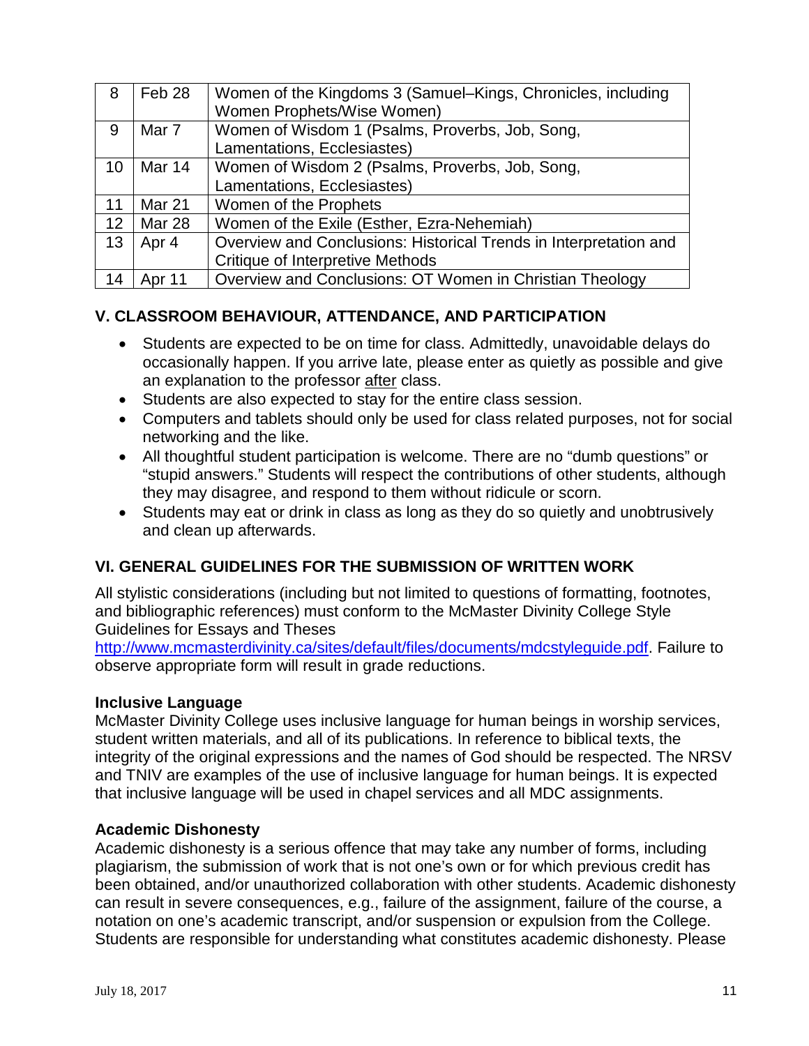| 8 | Feb 28 | Women of the Kingdoms 3 (Samuel–Kings, Chronicles, including Women Prophets/Wise Women) |
|---|---|---|
| 9 | Mar 7 | Women of Wisdom 1 (Psalms, Proverbs, Job, Song, Lamentations, Ecclesiastes) |
| 10 | Mar 14 | Women of Wisdom 2 (Psalms, Proverbs, Job, Song, Lamentations, Ecclesiastes) |
| 11 | Mar 21 | Women of the Prophets |
| 12 | Mar 28 | Women of the Exile (Esther, Ezra-Nehemiah) |
| 13 | Apr 4 | Overview and Conclusions: Historical Trends in Interpretation and Critique of Interpretive Methods |
| 14 | Apr 11 | Overview and Conclusions: OT Women in Christian Theology |

## V. CLASSROOM BEHAVIOUR, ATTENDANCE, AND PARTICIPATION

- Students are expected to be on time for class. Admittedly, unavoidable delays do occasionally happen. If you arrive late, please enter as quietly as possible and give an explanation to the professor after class.
- Students are also expected to stay for the entire class session.
- Computers and tablets should only be used for class related purposes, not for social networking and the like.
- All thoughtful student participation is welcome. There are no "dumb questions" or "stupid answers." Students will respect the contributions of other students, although they may disagree, and respond to them without ridicule or scorn.
- Students may eat or drink in class as long as they do so quietly and unobtrusively and clean up afterwards.

## VI. GENERAL GUIDELINES FOR THE SUBMISSION OF WRITTEN WORK

All stylistic considerations (including but not limited to questions of formatting, footnotes, and bibliographic references) must conform to the McMaster Divinity College Style Guidelines for Essays and Theses http://www.mcmasterdivinity.ca/sites/default/files/documents/mdcstyleguide.pdf. Failure to observe appropriate form will result in grade reductions.

### Inclusive Language

McMaster Divinity College uses inclusive language for human beings in worship services, student written materials, and all of its publications. In reference to biblical texts, the integrity of the original expressions and the names of God should be respected. The NRSV and TNIV are examples of the use of inclusive language for human beings. It is expected that inclusive language will be used in chapel services and all MDC assignments.

### Academic Dishonesty

Academic dishonesty is a serious offence that may take any number of forms, including plagiarism, the submission of work that is not one's own or for which previous credit has been obtained, and/or unauthorized collaboration with other students. Academic dishonesty can result in severe consequences, e.g., failure of the assignment, failure of the course, a notation on one's academic transcript, and/or suspension or expulsion from the College. Students are responsible for understanding what constitutes academic dishonesty. Please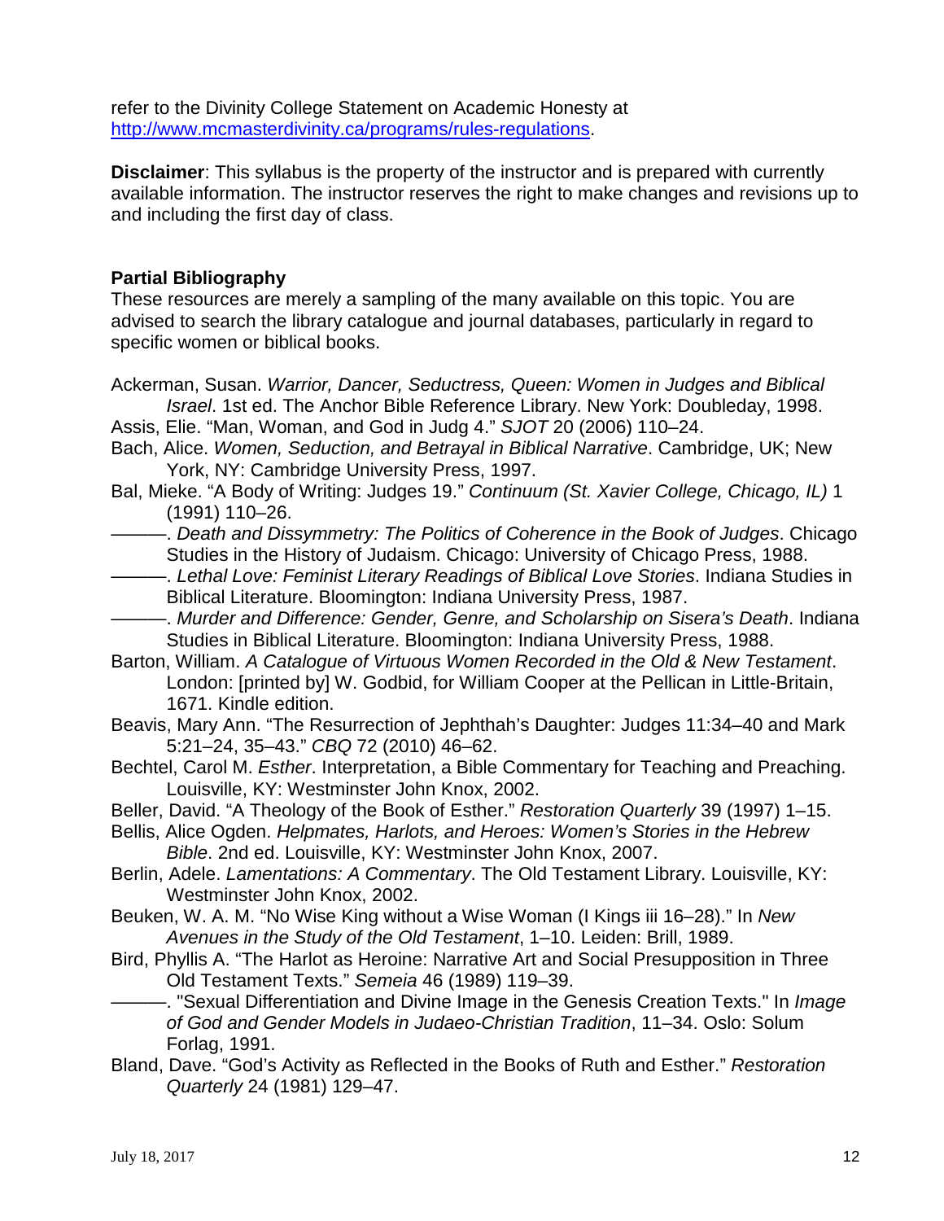refer to the Divinity College Statement on Academic Honesty at [http://www.mcmasterdivinity.ca/programs/rules-regulations](http://www.mcmasterdivinity.ca/programs/rules-regulations).

**Disclaimer**: This syllabus is the property of the instructor and is prepared with currently available information. The instructor reserves the right to make changes and revisions up to and including the first day of class.

### Partial Bibliography

These resources are merely a sampling of the many available on this topic. You are advised to search the library catalogue and journal databases, particularly in regard to specific women or biblical books.

Ackerman, Susan. *Warrior, Dancer, Seductress, Queen: Women in Judges and Biblical Israel*. 1st ed. The Anchor Bible Reference Library. New York: Doubleday, 1998.

Assis, Elie. "Man, Woman, and God in Judg 4." *SJOT* 20 (2006) 110–24.

Bach, Alice. *Women, Seduction, and Betrayal in Biblical Narrative*. Cambridge, UK; New York, NY: Cambridge University Press, 1997.

Bal, Mieke. "A Body of Writing: Judges 19." *Continuum (St. Xavier College, Chicago, IL)* 1 (1991) 110–26.

———. *Death and Dissymmetry: The Politics of Coherence in the Book of Judges*. Chicago Studies in the History of Judaism. Chicago: University of Chicago Press, 1988.

———. *Lethal Love: Feminist Literary Readings of Biblical Love Stories*. Indiana Studies in Biblical Literature. Bloomington: Indiana University Press, 1987.

———. *Murder and Difference: Gender, Genre, and Scholarship on Sisera's Death*. Indiana Studies in Biblical Literature. Bloomington: Indiana University Press, 1988.

Barton, William. *A Catalogue of Virtuous Women Recorded in the Old & New Testament*. London: [printed by] W. Godbid, for William Cooper at the Pellican in Little-Britain, 1671. Kindle edition.

Beavis, Mary Ann. "The Resurrection of Jephthah's Daughter: Judges 11:34–40 and Mark 5:21–24, 35–43." *CBQ* 72 (2010) 46–62.

Bechtel, Carol M. *Esther*. Interpretation, a Bible Commentary for Teaching and Preaching. Louisville, KY: Westminster John Knox, 2002.

Beller, David. "A Theology of the Book of Esther." *Restoration Quarterly* 39 (1997) 1–15.

Bellis, Alice Ogden. *Helpmates, Harlots, and Heroes: Women's Stories in the Hebrew Bible*. 2nd ed. Louisville, KY: Westminster John Knox, 2007.

Berlin, Adele. *Lamentations: A Commentary*. The Old Testament Library. Louisville, KY: Westminster John Knox, 2002.

Beuken, W. A. M. "No Wise King without a Wise Woman (I Kings iii 16–28)." In *New Avenues in the Study of the Old Testament*, 1–10. Leiden: Brill, 1989.

Bird, Phyllis A. "The Harlot as Heroine: Narrative Art and Social Presupposition in Three Old Testament Texts." *Semeia* 46 (1989) 119–39.

———. "Sexual Differentiation and Divine Image in the Genesis Creation Texts." In *Image of God and Gender Models in Judaeo-Christian Tradition*, 11–34. Oslo: Solum Forlag, 1991.

Bland, Dave. "God's Activity as Reflected in the Books of Ruth and Esther." *Restoration Quarterly* 24 (1981) 129–47.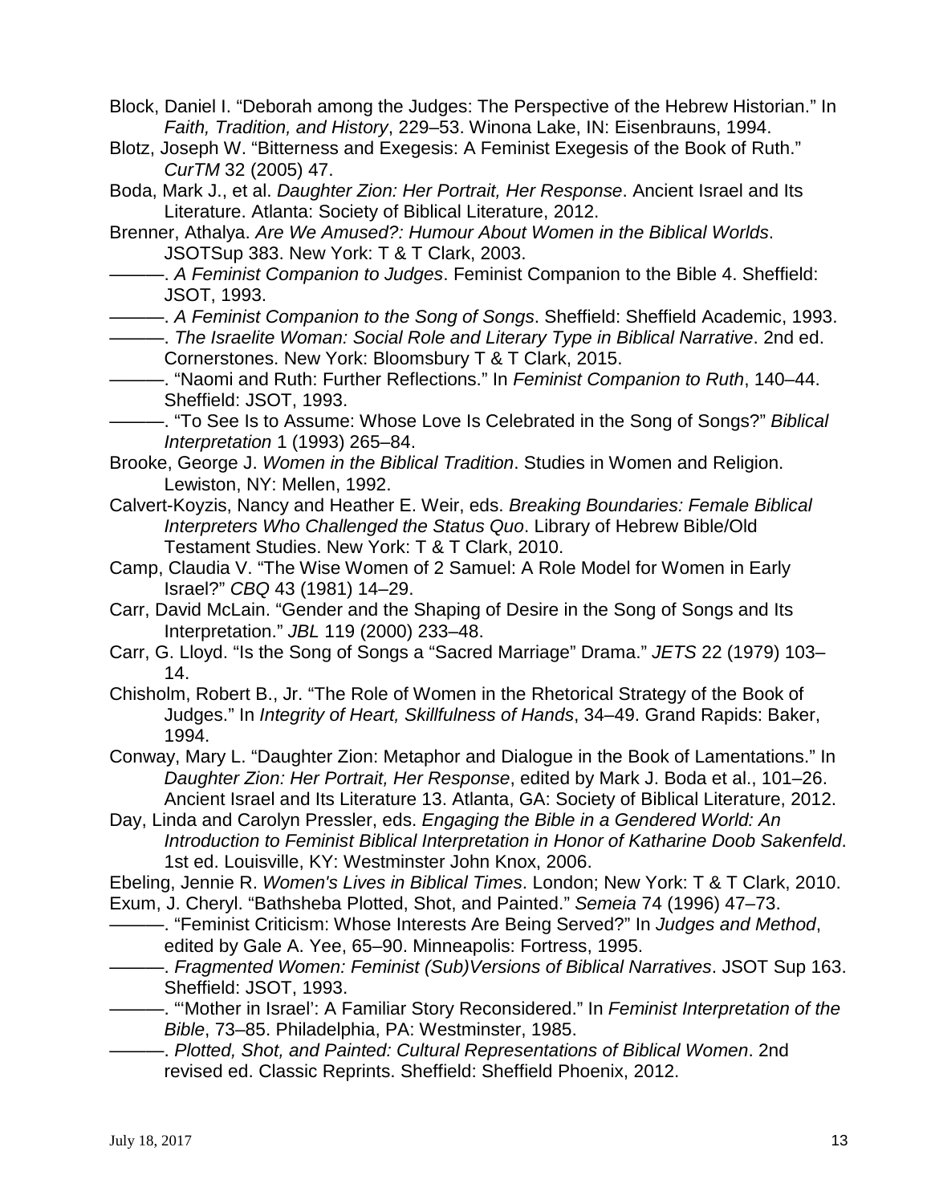Block, Daniel I. "Deborah among the Judges: The Perspective of the Hebrew Historian." In *Faith, Tradition, and History*, 229–53. Winona Lake, IN: Eisenbrauns, 1994.

Blotz, Joseph W. "Bitterness and Exegesis: A Feminist Exegesis of the Book of Ruth." *CurTM* 32 (2005) 47.

Boda, Mark J., et al. *Daughter Zion: Her Portrait, Her Response*. Ancient Israel and Its Literature. Atlanta: Society of Biblical Literature, 2012.

Brenner, Athalya. *Are We Amused?: Humour About Women in the Biblical Worlds*. JSOTSup 383. New York: T & T Clark, 2003.

———. *A Feminist Companion to Judges*. Feminist Companion to the Bible 4. Sheffield: JSOT, 1993.

———. *A Feminist Companion to the Song of Songs*. Sheffield: Sheffield Academic, 1993.

———. *The Israelite Woman: Social Role and Literary Type in Biblical Narrative*. 2nd ed. Cornerstones. New York: Bloomsbury T & T Clark, 2015.

———. "Naomi and Ruth: Further Reflections." In *Feminist Companion to Ruth*, 140–44. Sheffield: JSOT, 1993.

———. "To See Is to Assume: Whose Love Is Celebrated in the Song of Songs?" *Biblical Interpretation* 1 (1993) 265–84.

Brooke, George J. *Women in the Biblical Tradition*. Studies in Women and Religion. Lewiston, NY: Mellen, 1992.

Calvert-Koyzis, Nancy and Heather E. Weir, eds. *Breaking Boundaries: Female Biblical Interpreters Who Challenged the Status Quo*. Library of Hebrew Bible/Old Testament Studies. New York: T & T Clark, 2010.

Camp, Claudia V. "The Wise Women of 2 Samuel: A Role Model for Women in Early Israel?" *CBQ* 43 (1981) 14–29.

Carr, David McLain. "Gender and the Shaping of Desire in the Song of Songs and Its Interpretation." *JBL* 119 (2000) 233–48.

Carr, G. Lloyd. "Is the Song of Songs a "Sacred Marriage" Drama." *JETS* 22 (1979) 103–14.

Chisholm, Robert B., Jr. "The Role of Women in the Rhetorical Strategy of the Book of Judges." In *Integrity of Heart, Skillfulness of Hands*, 34–49. Grand Rapids: Baker, 1994.

Conway, Mary L. "Daughter Zion: Metaphor and Dialogue in the Book of Lamentations." In *Daughter Zion: Her Portrait, Her Response*, edited by Mark J. Boda et al., 101–26. Ancient Israel and Its Literature 13. Atlanta, GA: Society of Biblical Literature, 2012.

Day, Linda and Carolyn Pressler, eds. *Engaging the Bible in a Gendered World: An Introduction to Feminist Biblical Interpretation in Honor of Katharine Doob Sakenfeld*. 1st ed. Louisville, KY: Westminster John Knox, 2006.

Ebeling, Jennie R. *Women's Lives in Biblical Times*. London; New York: T & T Clark, 2010.

Exum, J. Cheryl. "Bathsheba Plotted, Shot, and Painted." *Semeia* 74 (1996) 47–73.

———. "Feminist Criticism: Whose Interests Are Being Served?" In *Judges and Method*, edited by Gale A. Yee, 65–90. Minneapolis: Fortress, 1995.

———. *Fragmented Women: Feminist (Sub)Versions of Biblical Narratives*. JSOT Sup 163. Sheffield: JSOT, 1993.

———. "'Mother in Israel': A Familiar Story Reconsidered." In *Feminist Interpretation of the Bible*, 73–85. Philadelphia, PA: Westminster, 1985.

———. *Plotted, Shot, and Painted: Cultural Representations of Biblical Women*. 2nd revised ed. Classic Reprints. Sheffield: Sheffield Phoenix, 2012.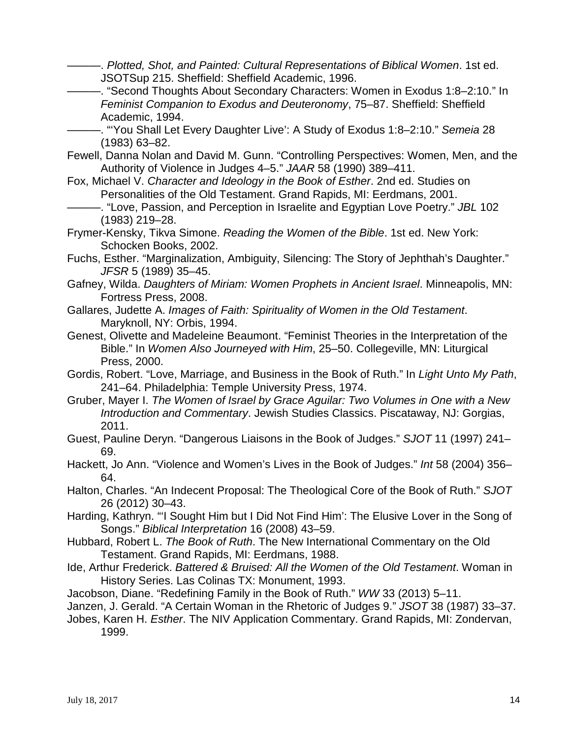———. *Plotted, Shot, and Painted: Cultural Representations of Biblical Women*. 1st ed. JSOTSup 215. Sheffield: Sheffield Academic, 1996.

———. "Second Thoughts About Secondary Characters: Women in Exodus 1:8–2:10." In *Feminist Companion to Exodus and Deuteronomy*, 75–87. Sheffield: Sheffield Academic, 1994.

———. "'You Shall Let Every Daughter Live': A Study of Exodus 1:8–2:10." *Semeia* 28 (1983) 63–82.

Fewell, Danna Nolan and David M. Gunn. "Controlling Perspectives: Women, Men, and the Authority of Violence in Judges 4–5." *JAAR* 58 (1990) 389–411.

Fox, Michael V. *Character and Ideology in the Book of Esther*. 2nd ed. Studies on Personalities of the Old Testament. Grand Rapids, MI: Eerdmans, 2001.

———. "Love, Passion, and Perception in Israelite and Egyptian Love Poetry." *JBL* 102 (1983) 219–28.

Frymer-Kensky, Tikva Simone. *Reading the Women of the Bible*. 1st ed. New York: Schocken Books, 2002.

Fuchs, Esther. "Marginalization, Ambiguity, Silencing: The Story of Jephthah's Daughter." *JFSR* 5 (1989) 35–45.

Gafney, Wilda. *Daughters of Miriam: Women Prophets in Ancient Israel*. Minneapolis, MN: Fortress Press, 2008.

Gallares, Judette A. *Images of Faith: Spirituality of Women in the Old Testament*. Maryknoll, NY: Orbis, 1994.

Genest, Olivette and Madeleine Beaumont. "Feminist Theories in the Interpretation of the Bible." In *Women Also Journeyed with Him*, 25–50. Collegeville, MN: Liturgical Press, 2000.

Gordis, Robert. "Love, Marriage, and Business in the Book of Ruth." In *Light Unto My Path*, 241–64. Philadelphia: Temple University Press, 1974.

Gruber, Mayer I. *The Women of Israel by Grace Aguilar: Two Volumes in One with a New Introduction and Commentary*. Jewish Studies Classics. Piscataway, NJ: Gorgias, 2011.

Guest, Pauline Deryn. "Dangerous Liaisons in the Book of Judges." *SJOT* 11 (1997) 241–69.

Hackett, Jo Ann. "Violence and Women's Lives in the Book of Judges." *Int* 58 (2004) 356–64.

Halton, Charles. "An Indecent Proposal: The Theological Core of the Book of Ruth." *SJOT* 26 (2012) 30–43.

Harding, Kathryn. "'I Sought Him but I Did Not Find Him': The Elusive Lover in the Song of Songs." *Biblical Interpretation* 16 (2008) 43–59.

Hubbard, Robert L. *The Book of Ruth*. The New International Commentary on the Old Testament. Grand Rapids, MI: Eerdmans, 1988.

Ide, Arthur Frederick. *Battered & Bruised: All the Women of the Old Testament*. Woman in History Series. Las Colinas TX: Monument, 1993.

Jacobson, Diane. "Redefining Family in the Book of Ruth." *WW* 33 (2013) 5–11.

Janzen, J. Gerald. "A Certain Woman in the Rhetoric of Judges 9." *JSOT* 38 (1987) 33–37.

Jobes, Karen H. *Esther*. The NIV Application Commentary. Grand Rapids, MI: Zondervan, 1999.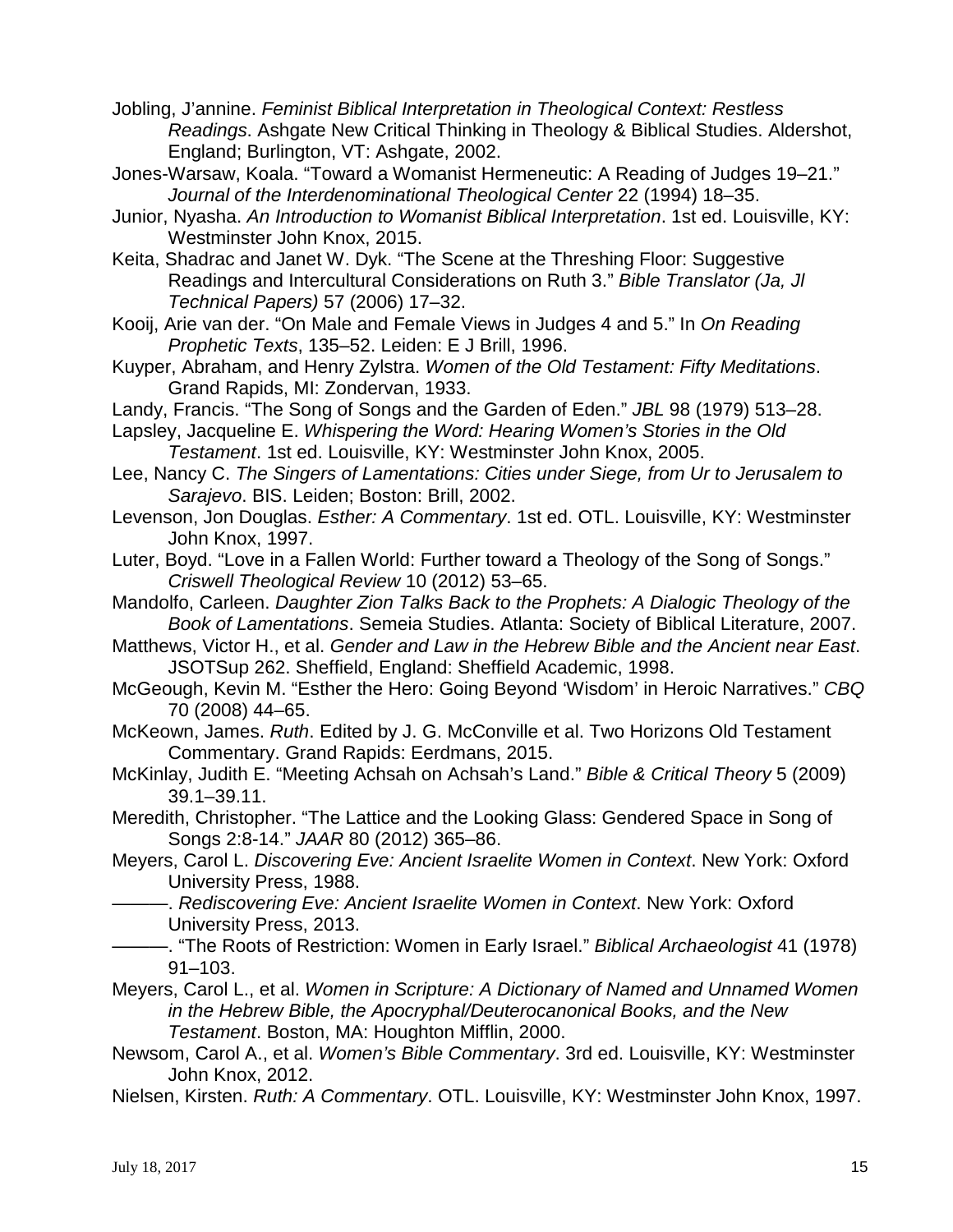Jobling, J'annine. *Feminist Biblical Interpretation in Theological Context: Restless Readings*. Ashgate New Critical Thinking in Theology & Biblical Studies. Aldershot, England; Burlington, VT: Ashgate, 2002.

Jones-Warsaw, Koala. "Toward a Womanist Hermeneutic: A Reading of Judges 19–21." *Journal of the Interdenominational Theological Center* 22 (1994) 18–35.

Junior, Nyasha. *An Introduction to Womanist Biblical Interpretation*. 1st ed. Louisville, KY: Westminster John Knox, 2015.

Keita, Shadrac and Janet W. Dyk. "The Scene at the Threshing Floor: Suggestive Readings and Intercultural Considerations on Ruth 3." *Bible Translator (Ja, Jl Technical Papers)* 57 (2006) 17–32.

Kooij, Arie van der. "On Male and Female Views in Judges 4 and 5." In *On Reading Prophetic Texts*, 135–52. Leiden: E J Brill, 1996.

Kuyper, Abraham, and Henry Zylstra. *Women of the Old Testament: Fifty Meditations*. Grand Rapids, MI: Zondervan, 1933.

Landy, Francis. "The Song of Songs and the Garden of Eden." *JBL* 98 (1979) 513–28.

Lapsley, Jacqueline E. *Whispering the Word: Hearing Women's Stories in the Old Testament*. 1st ed. Louisville, KY: Westminster John Knox, 2005.

Lee, Nancy C. *The Singers of Lamentations: Cities under Siege, from Ur to Jerusalem to Sarajevo*. BIS. Leiden; Boston: Brill, 2002.

Levenson, Jon Douglas. *Esther: A Commentary*. 1st ed. OTL. Louisville, KY: Westminster John Knox, 1997.

Luter, Boyd. "Love in a Fallen World: Further toward a Theology of the Song of Songs." *Criswell Theological Review* 10 (2012) 53–65.

Mandolfo, Carleen. *Daughter Zion Talks Back to the Prophets: A Dialogic Theology of the Book of Lamentations*. Semeia Studies. Atlanta: Society of Biblical Literature, 2007.

Matthews, Victor H., et al. *Gender and Law in the Hebrew Bible and the Ancient near East*. JSOTSup 262. Sheffield, England: Sheffield Academic, 1998.

McGeough, Kevin M. "Esther the Hero: Going Beyond 'Wisdom' in Heroic Narratives." *CBQ* 70 (2008) 44–65.

McKeown, James. *Ruth*. Edited by J. G. McConville et al. Two Horizons Old Testament Commentary. Grand Rapids: Eerdmans, 2015.

McKinlay, Judith E. "Meeting Achsah on Achsah's Land." *Bible & Critical Theory* 5 (2009) 39.1–39.11.

Meredith, Christopher. "The Lattice and the Looking Glass: Gendered Space in Song of Songs 2:8-14." *JAAR* 80 (2012) 365–86.

Meyers, Carol L. *Discovering Eve: Ancient Israelite Women in Context*. New York: Oxford University Press, 1988.

———. *Rediscovering Eve: Ancient Israelite Women in Context*. New York: Oxford University Press, 2013.

———. "The Roots of Restriction: Women in Early Israel." *Biblical Archaeologist* 41 (1978) 91–103.

Meyers, Carol L., et al. *Women in Scripture: A Dictionary of Named and Unnamed Women in the Hebrew Bible, the Apocryphal/Deuterocanonical Books, and the New Testament*. Boston, MA: Houghton Mifflin, 2000.

Newsom, Carol A., et al. *Women's Bible Commentary*. 3rd ed. Louisville, KY: Westminster John Knox, 2012.

Nielsen, Kirsten. *Ruth: A Commentary*. OTL. Louisville, KY: Westminster John Knox, 1997.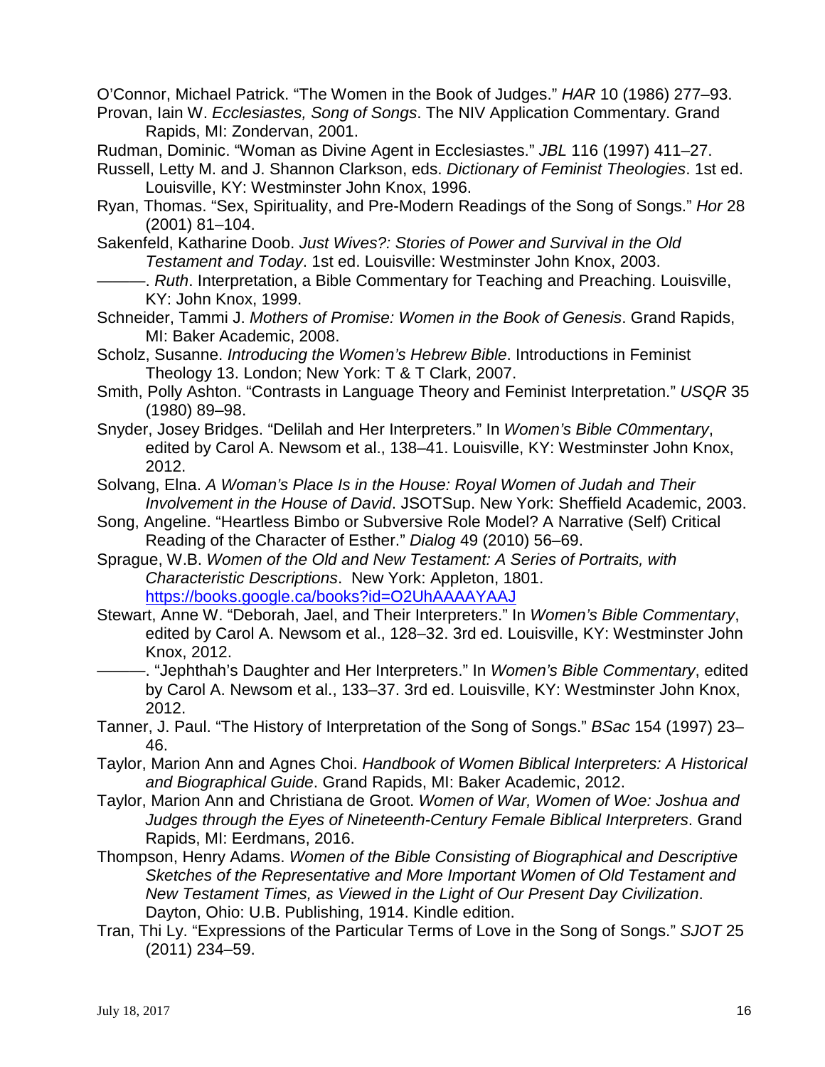O'Connor, Michael Patrick. "The Women in the Book of Judges." *HAR* 10 (1986) 277–93.

Provan, Iain W. *Ecclesiastes, Song of Songs*. The NIV Application Commentary. Grand Rapids, MI: Zondervan, 2001.

Rudman, Dominic. "Woman as Divine Agent in Ecclesiastes." *JBL* 116 (1997) 411–27.

Russell, Letty M. and J. Shannon Clarkson, eds. *Dictionary of Feminist Theologies*. 1st ed. Louisville, KY: Westminster John Knox, 1996.

Ryan, Thomas. "Sex, Spirituality, and Pre-Modern Readings of the Song of Songs." *Hor* 28 (2001) 81–104.

Sakenfeld, Katharine Doob. *Just Wives?: Stories of Power and Survival in the Old Testament and Today*. 1st ed. Louisville: Westminster John Knox, 2003.

———. *Ruth*. Interpretation, a Bible Commentary for Teaching and Preaching. Louisville, KY: John Knox, 1999.

Schneider, Tammi J. *Mothers of Promise: Women in the Book of Genesis*. Grand Rapids, MI: Baker Academic, 2008.

Scholz, Susanne. *Introducing the Women's Hebrew Bible*. Introductions in Feminist Theology 13. London; New York: T & T Clark, 2007.

Smith, Polly Ashton. "Contrasts in Language Theory and Feminist Interpretation." *USQR* 35 (1980) 89–98.

Snyder, Josey Bridges. "Delilah and Her Interpreters." In *Women's Bible C0mmentary*, edited by Carol A. Newsom et al., 138–41. Louisville, KY: Westminster John Knox, 2012.

Solvang, Elna. *A Woman's Place Is in the House: Royal Women of Judah and Their Involvement in the House of David*. JSOTSup. New York: Sheffield Academic, 2003.

Song, Angeline. "Heartless Bimbo or Subversive Role Model? A Narrative (Self) Critical Reading of the Character of Esther." *Dialog* 49 (2010) 56–69.

Sprague, W.B. *Women of the Old and New Testament: A Series of Portraits, with Characteristic Descriptions*. New York: Appleton, 1801. https://books.google.ca/books?id=O2UhAAAAYAAJ

Stewart, Anne W. "Deborah, Jael, and Their Interpreters." In *Women's Bible Commentary*, edited by Carol A. Newsom et al., 128–32. 3rd ed. Louisville, KY: Westminster John Knox, 2012.

———. "Jephthah's Daughter and Her Interpreters." In *Women's Bible Commentary*, edited by Carol A. Newsom et al., 133–37. 3rd ed. Louisville, KY: Westminster John Knox, 2012.

Tanner, J. Paul. "The History of Interpretation of the Song of Songs." *BSac* 154 (1997) 23–46.

Taylor, Marion Ann and Agnes Choi. *Handbook of Women Biblical Interpreters: A Historical and Biographical Guide*. Grand Rapids, MI: Baker Academic, 2012.

Taylor, Marion Ann and Christiana de Groot. *Women of War, Women of Woe: Joshua and Judges through the Eyes of Nineteenth-Century Female Biblical Interpreters*. Grand Rapids, MI: Eerdmans, 2016.

Thompson, Henry Adams. *Women of the Bible Consisting of Biographical and Descriptive Sketches of the Representative and More Important Women of Old Testament and New Testament Times, as Viewed in the Light of Our Present Day Civilization*. Dayton, Ohio: U.B. Publishing, 1914. Kindle edition.

Tran, Thi Ly. "Expressions of the Particular Terms of Love in the Song of Songs." *SJOT* 25 (2011) 234–59.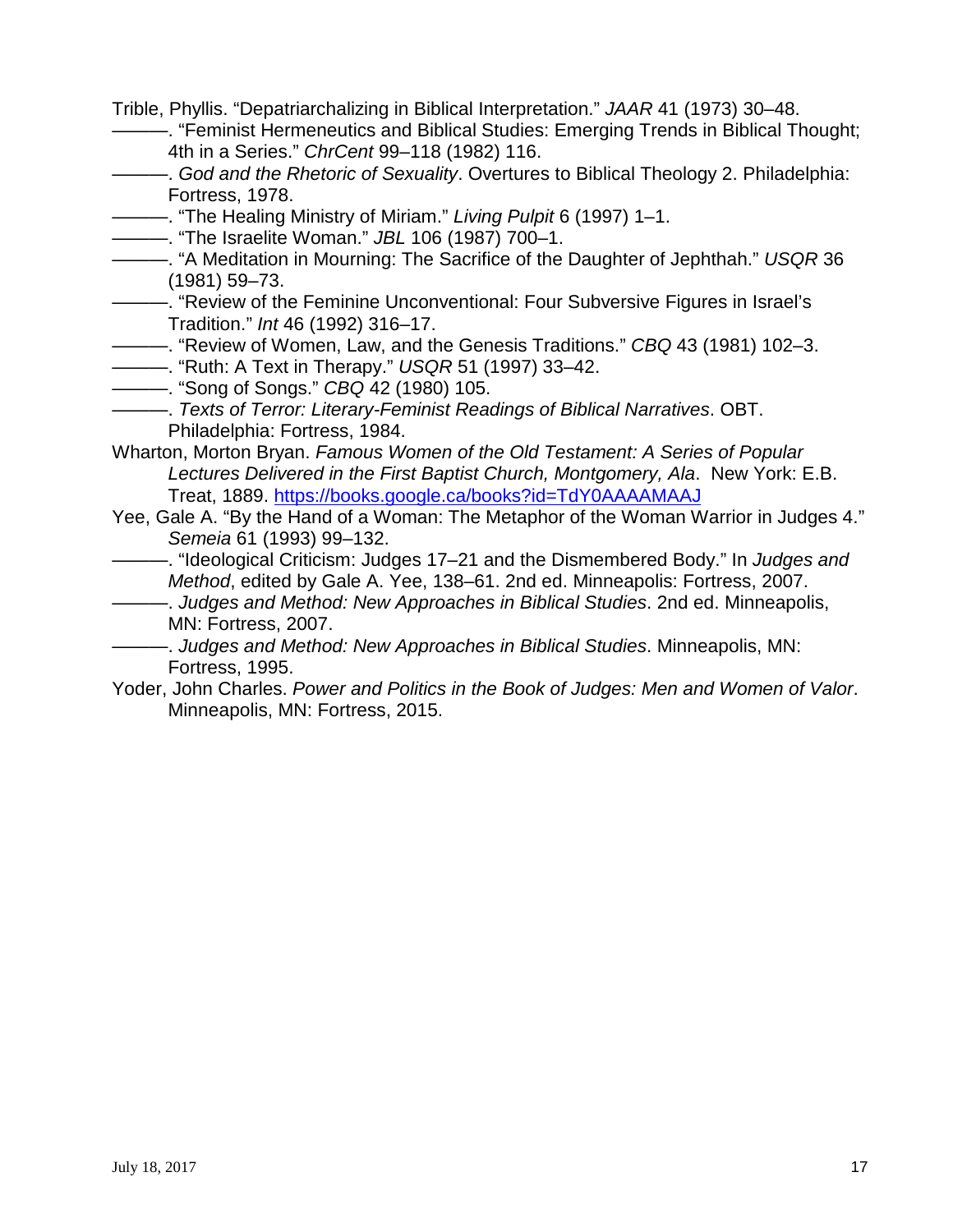Trible, Phyllis. "Depatriarchalizing in Biblical Interpretation." *JAAR* 41 (1973) 30–48.

———. "Feminist Hermeneutics and Biblical Studies: Emerging Trends in Biblical Thought; 4th in a Series." *ChrCent* 99–118 (1982) 116.

———. *God and the Rhetoric of Sexuality*. Overtures to Biblical Theology 2. Philadelphia: Fortress, 1978.

———. "The Healing Ministry of Miriam." *Living Pulpit* 6 (1997) 1–1.

———. "The Israelite Woman." *JBL* 106 (1987) 700–1.

———. "A Meditation in Mourning: The Sacrifice of the Daughter of Jephthah." *USQR* 36 (1981) 59–73.

———. "Review of the Feminine Unconventional: Four Subversive Figures in Israel's Tradition." *Int* 46 (1992) 316–17.

———. "Review of Women, Law, and the Genesis Traditions." *CBQ* 43 (1981) 102–3.

———. "Ruth: A Text in Therapy." *USQR* 51 (1997) 33–42.

———. "Song of Songs." *CBQ* 42 (1980) 105.

———. *Texts of Terror: Literary-Feminist Readings of Biblical Narratives*. OBT. Philadelphia: Fortress, 1984.

Wharton, Morton Bryan. *Famous Women of the Old Testament: A Series of Popular Lectures Delivered in the First Baptist Church, Montgomery, Ala*. New York: E.B. Treat, 1889. https://books.google.ca/books?id=TdY0AAAAMAAJ

Yee, Gale A. "By the Hand of a Woman: The Metaphor of the Woman Warrior in Judges 4." *Semeia* 61 (1993) 99–132.

———. "Ideological Criticism: Judges 17–21 and the Dismembered Body." In *Judges and Method*, edited by Gale A. Yee, 138–61. 2nd ed. Minneapolis: Fortress, 2007.

———. *Judges and Method: New Approaches in Biblical Studies*. 2nd ed. Minneapolis, MN: Fortress, 2007.

———. *Judges and Method: New Approaches in Biblical Studies*. Minneapolis, MN: Fortress, 1995.

Yoder, John Charles. *Power and Politics in the Book of Judges: Men and Women of Valor*. Minneapolis, MN: Fortress, 2015.